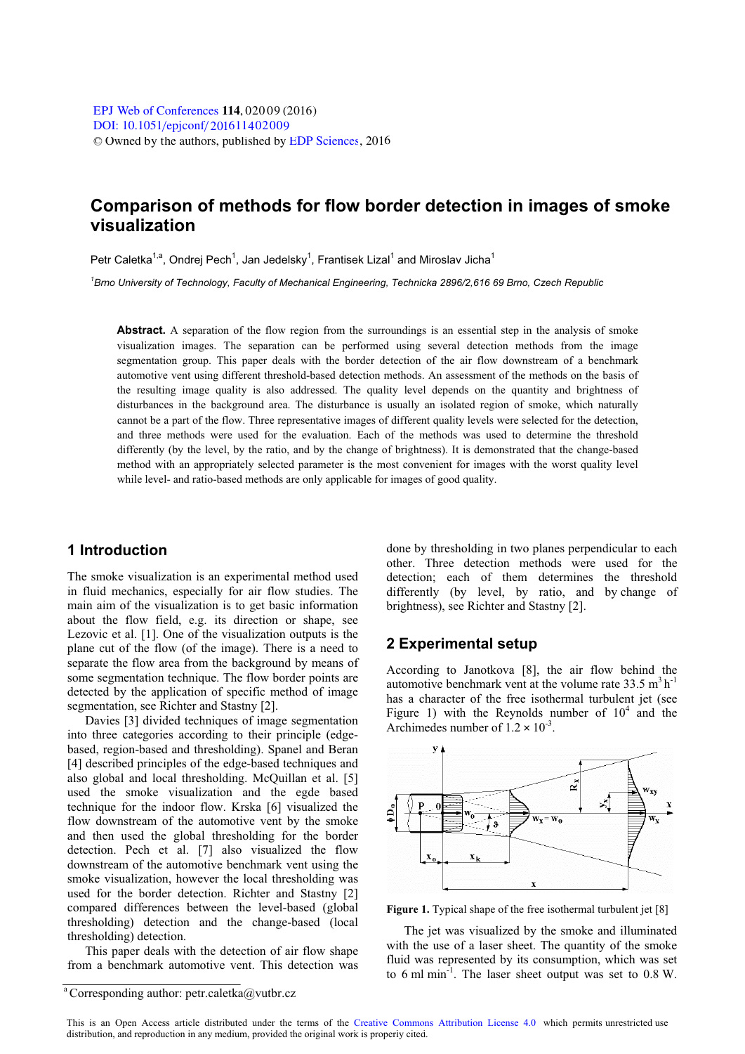# Comparison of methods for flow border detection in images of smoke visualization

Petr Caletka[1,a], Ondrej Pech[1], Jan Jedelsky[1], Frantisek Lizal[1] and Miroslav Jicha[1]

[1]*Brno University of Technology, Faculty of Mechanical Engineering, Technicka 2896/2,616 69 Brno, Czech Republic*

**Abstract.** A separation of the flow region from the surroundings is an essential step in the analysis of smoke visualization images. The separation can be performed using several detection methods from the image segmentation group. This paper deals with the border detection of the air flow downstream of a benchmark automotive vent using different threshold-based detection methods. An assessment of the methods on the basis of the resulting image quality is also addressed. The quality level depends on the quantity and brightness of disturbances in the background area. The disturbance is usually an isolated region of smoke, which naturally cannot be a part of the flow. Three representative images of different quality levels were selected for the detection, and three methods were used for the evaluation. Each of the methods was used to determine the threshold differently (by the level, by the ratio, and by the change of brightness). It is demonstrated that the change-based method with an appropriately selected parameter is the most convenient for images with the worst quality level while level- and ratio-based methods are only applicable for images of good quality.

## 1 Introduction

The smoke visualization is an experimental method used in fluid mechanics, especially for air flow studies. The main aim of the visualization is to get basic information about the flow field, e.g. its direction or shape, see Lezovic et al. [1]. One of the visualization outputs is the plane cut of the flow (of the image). There is a need to separate the flow area from the background by means of some segmentation technique. The flow border points are detected by the application of specific method of image segmentation, see Richter and Stastny [2].

Davies [3] divided techniques of image segmentation into three categories according to their principle (edge-based, region-based and thresholding). Spanel and Beran [4] described principles of the edge-based techniques and also global and local thresholding. McQuillan et al. [5] used the smoke visualization and the egde based technique for the indoor flow. Krska [6] visualized the flow downstream of the automotive vent by the smoke and then used the global thresholding for the border detection. Pech et al. [7] also visualized the flow downstream of the automotive benchmark vent using the smoke visualization, however the local thresholding was used for the border detection. Richter and Stastny [2] compared differences between the level-based (global thresholding) detection and the change-based (local thresholding) detection.

This paper deals with the detection of air flow shape from a benchmark automotive vent. This detection was done by thresholding in two planes perpendicular to each other. Three detection methods were used for the detection; each of them determines the threshold differently (by level, by ratio, and by change of brightness), see Richter and Stastny [2].

## 2 Experimental setup

According to Janotkova [8], the air flow behind the automotive benchmark vent at the volume rate 33.5 $m^3 h^{-1}$ has a character of the free isothermal turbulent jet (see Figure 1) with the Reynolds number of $10^4$ and the Archimedes number of $1.2 \times 10^{-3}$.

**Figure 1.** Typical shape of the free isothermal turbulent jet [8]

The jet was visualized by the smoke and illuminated with the use of a laser sheet. The quantity of the smoke fluid was represented by its consumption, which was set to 6 ml $min^{-1}$. The laser sheet output was set to 0.8 W.

[a] Corresponding author: petr.caletka@vutbr.cz

This is an Open Access article distributed under the terms of the Creative Commons Attribution License 4.0 which permits unrestricted use distribution, and reproduction in any medium, provided the original work is properly cited.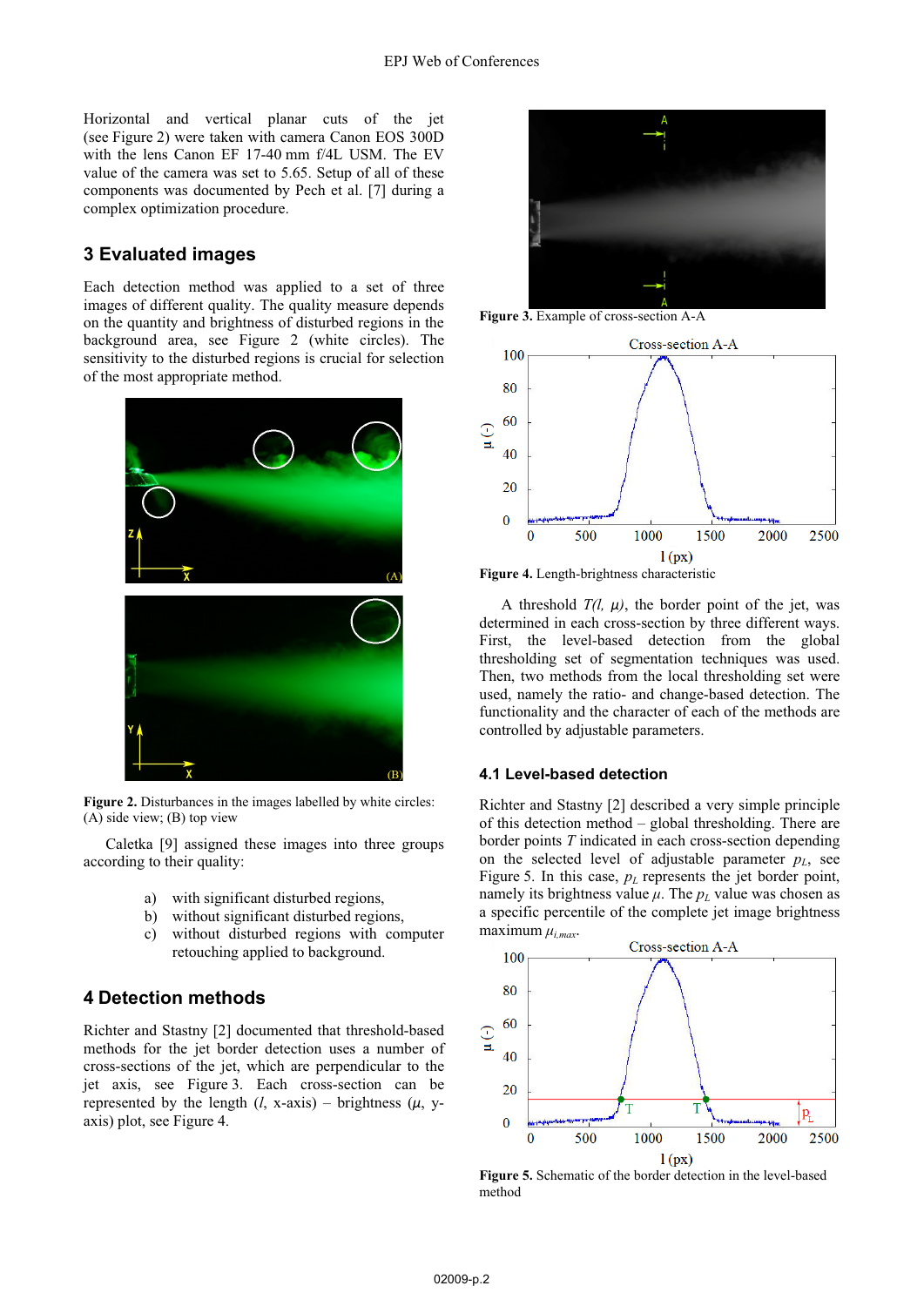Horizontal and vertical planar cuts of the jet (see Figure 2) were taken with camera Canon EOS 300D with the lens Canon EF 17-40 mm f/4L USM. The EV value of the camera was set to 5.65. Setup of all of these components was documented by Pech et al. [7] during a complex optimization procedure.

## 3 Evaluated images

Each detection method was applied to a set of three images of different quality. The quality measure depends on the quantity and brightness of disturbed regions in the background area, see Figure 2 (white circles). The sensitivity to the disturbed regions is crucial for selection of the most appropriate method.

**Figure 2.** Disturbances in the images labelled by white circles: (A) side view; (B) top view

Caletka [9] assigned these images into three groups according to their quality:

a) with significant disturbed regions,
b) without significant disturbed regions,
c) without disturbed regions with computer retouching applied to background.

## 4 Detection methods

Richter and Stastny [2] documented that threshold-based methods for the jet border detection uses a number of cross-sections of the jet, which are perpendicular to the jet axis, see Figure 3. Each cross-section can be represented by the length ($l$, x-axis) – brightness ($\mu$, y-axis) plot, see Figure 4.

**Figure 3.** Example of cross-section A-A

**Figure 4.** Length-brightness characteristic

A threshold $T(l, \mu)$, the border point of the jet, was determined in each cross-section by three different ways. First, the level-based detection from the global thresholding set of segmentation techniques was used. Then, two methods from the local thresholding set were used, namely the ratio- and change-based detection. The functionality and the character of each of the methods are controlled by adjustable parameters.

### 4.1 Level-based detection

Richter and Stastny [2] described a very simple principle of this detection method – global thresholding. There are border points $T$ indicated in each cross-section depending on the selected level of adjustable parameter $p_L$, see Figure 5. In this case, $p_L$ represents the jet border point, namely its brightness value $\mu$. The $p_L$ value was chosen as a specific percentile of the complete jet image brightness maximum $\mu_{i,max}$.

**Figure 5.** Schematic of the border detection in the level-based method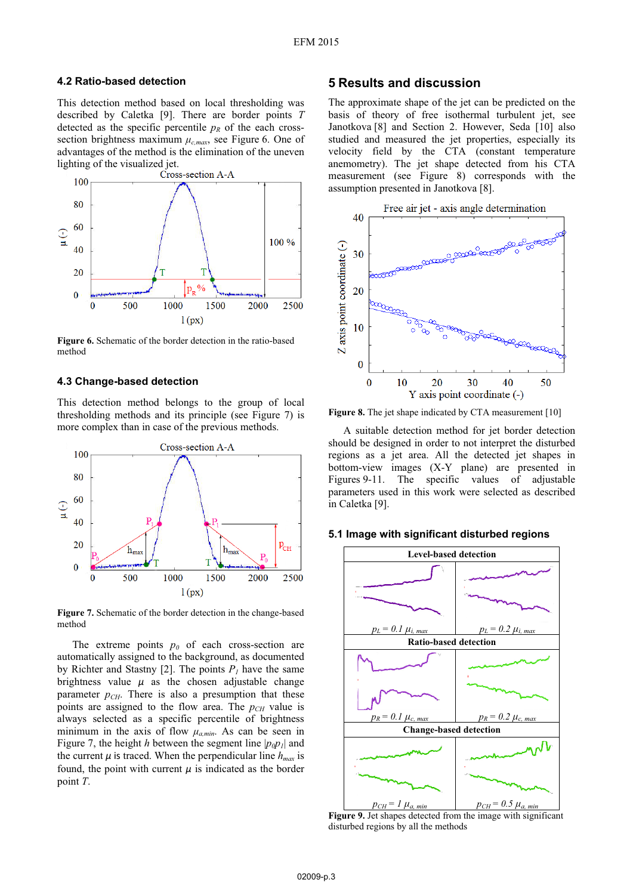### 4.2 Ratio-based detection

This detection method based on local thresholding was described by Caletka [9]. There are border points $T$ detected as the specific percentile $p_R$ of the each cross-section brightness maximum $\mu_{c,max}$, see Figure 6. One of advantages of the method is the elimination of the uneven lighting of the visualized jet.

**Figure 6.** Schematic of the border detection in the ratio-based method

### 4.3 Change-based detection

This detection method belongs to the group of local thresholding methods and its principle (see Figure 7) is more complex than in case of the previous methods.

**Figure 7.** Schematic of the border detection in the change-based method

The extreme points $p_0$ of each cross-section are automatically assigned to the background, as documented by Richter and Stastny [2]. The points $P_1$ have the same brightness value $\mu$ as the chosen adjustable change parameter $p_{CH}$. There is also a presumption that these points are assigned to the flow area. The $p_{CH}$ value is always selected as a specific percentile of brightness minimum in the axis of flow $\mu_{a,min}$. As can be seen in Figure 7, the height $h$ between the segment line $|p_0p_1|$ and the current $\mu$ is traced. When the perpendicular line $h_{max}$ is found, the point with current $\mu$ is indicated as the border point $T$.

## 5 Results and discussion

The approximate shape of the jet can be predicted on the basis of theory of free isothermal turbulent jet, see Janotkova [8] and Section 2. However, Seda [10] also studied and measured the jet properties, especially its velocity field by the CTA (constant temperature anemometry). The jet shape detected from his CTA measurement (see Figure 8) corresponds with the assumption presented in Janotkova [8].

**Figure 8.** The jet shape indicated by CTA measurement [10]

A suitable detection method for jet border detection should be designed in order to not interpret the disturbed regions as a jet area. All the detected jet shapes in bottom-view images (X-Y plane) are presented in Figures 9-11. The specific values of adjustable parameters used in this work were selected as described in Caletka [9].

### 5.1 Image with significant disturbed regions

**Figure 9.** Jet shapes detected from the image with significant disturbed regions by all the methods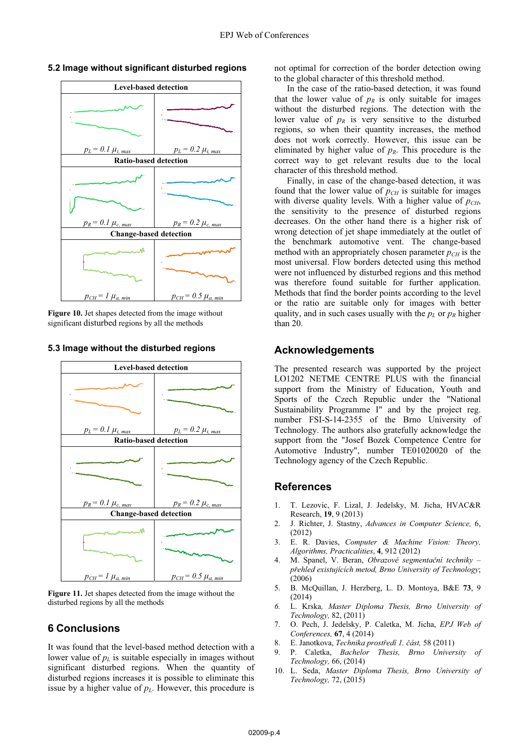### 5.2 Image without significant disturbed regions

Level-based detection

$p_L = 0.1\ \mu_{i,\,max}$

$p_L = 0.2\ \mu_{i,\,max}$

Ratio-based detection

$p_R = 0.1\ \mu_{c,\,max}$

$p_R = 0.2\ \mu_{c,\,max}$

Change-based detection

$p_{CH} = 1\ \mu_{a,\,min}$

$p_{CH} = 0.5\ \mu_{a,\,min}$

**Figure 10.** Jet shapes detected from the image without significant disturbed regions by all the methods

### 5.3 Image without the disturbed regions

Level-based detection

$p_L = 0.1\ \mu_{i,\,max}$

$p_L = 0.2\ \mu_{i,\,max}$

Ratio-based detection

$p_R = 0.1\ \mu_{c,\,max}$

$p_R = 0.2\ \mu_{c,\,max}$

Change-based detection

$p_{CH} = 1\ \mu_{a,\,min}$

$p_{CH} = 0.5\ \mu_{a,\,min}$

**Figure 11.** Jet shapes detected from the image without the disturbed regions by all the methods

## 6 Conclusions

It was found that the level-based method detection with a lower value of $p_L$ is suitable especially in images without significant disturbed regions. When the quantity of disturbed regions increases it is possible to eliminate this issue by a higher value of $p_L$. However, this procedure is not optimal for correction of the border detection owing to the global character of this threshold method.

In the case of the ratio-based detection, it was found that the lower value of $p_R$ is only suitable for images without the disturbed regions. The detection with the lower value of $p_R$ is very sensitive to the disturbed regions, so when their quantity increases, the method does not work correctly. However, this issue can be eliminated by higher value of $p_R$. This procedure is the correct way to get relevant results due to the local character of this threshold method.

Finally, in case of the change-based detection, it was found that the lower value of $p_{CH}$ is suitable for images with diverse quality levels. With a higher value of $p_{CH}$, the sensitivity to the presence of disturbed regions decreases. On the other hand there is a higher risk of wrong detection of jet shape immediately at the outlet of the benchmark automotive vent. The change-based method with an appropriately chosen parameter $p_{CH}$ is the most universal. Flow borders detected using this method were not influenced by disturbed regions and this method was therefore found suitable for further application. Methods that find the border points according to the level or the ratio are suitable only for images with better quality, and in such cases usually with the $p_L$ or $p_R$ higher than 20.

## Acknowledgements

The presented research was supported by the project LO1202 NETME CENTRE PLUS with the financial support from the Ministry of Education, Youth and Sports of the Czech Republic under the "National Sustainability Programme I" and by the project reg. number FSI-S-14-2355 of the Brno University of Technology. The authors also gratefully acknowledge the support from the "Josef Bozek Competence Centre for Automotive Industry", number TE01020020 of the Technology agency of the Czech Republic.

## References

1. T. Lezovic, F. Lizal, J. Jedelsky, M. Jicha, HVAC&R Research, **19**, 9 (2013)
2. J. Richter, J. Stastny, *Advances in Computer Science*, 6, (2012)
3. E. R. Davies, *Computer & Machine Vision: Theory, Algorithms, Practicalities*, **4**, 912 (2012)
4. M. Spanel, V. Beran, *Obrazové segmentační techniky – přehled existujících metod, Brno University of Technology*; (2006)
5. B. McQuillan, J. Herzberg, L. D. Montoya, B&E **73**, 9 (2014)
6. L. Krska, *Master Diploma Thesis, Brno University of Technology*, 82, (2011)
7. O. Pech, J. Jedelsky, P. Caletka, M. Jicha, *EPJ Web of Conferences*, **67**, 4 (2014)
8. E. Janotkova, *Technika prostředí 1. část,* 58 (2011)
9. P. Caletka, *Bachelor Thesis, Brno University of Technology*, 66, (2014)
10. L. Seda, *Master Diploma Thesis, Brno University of Technology*, 72, (2015)